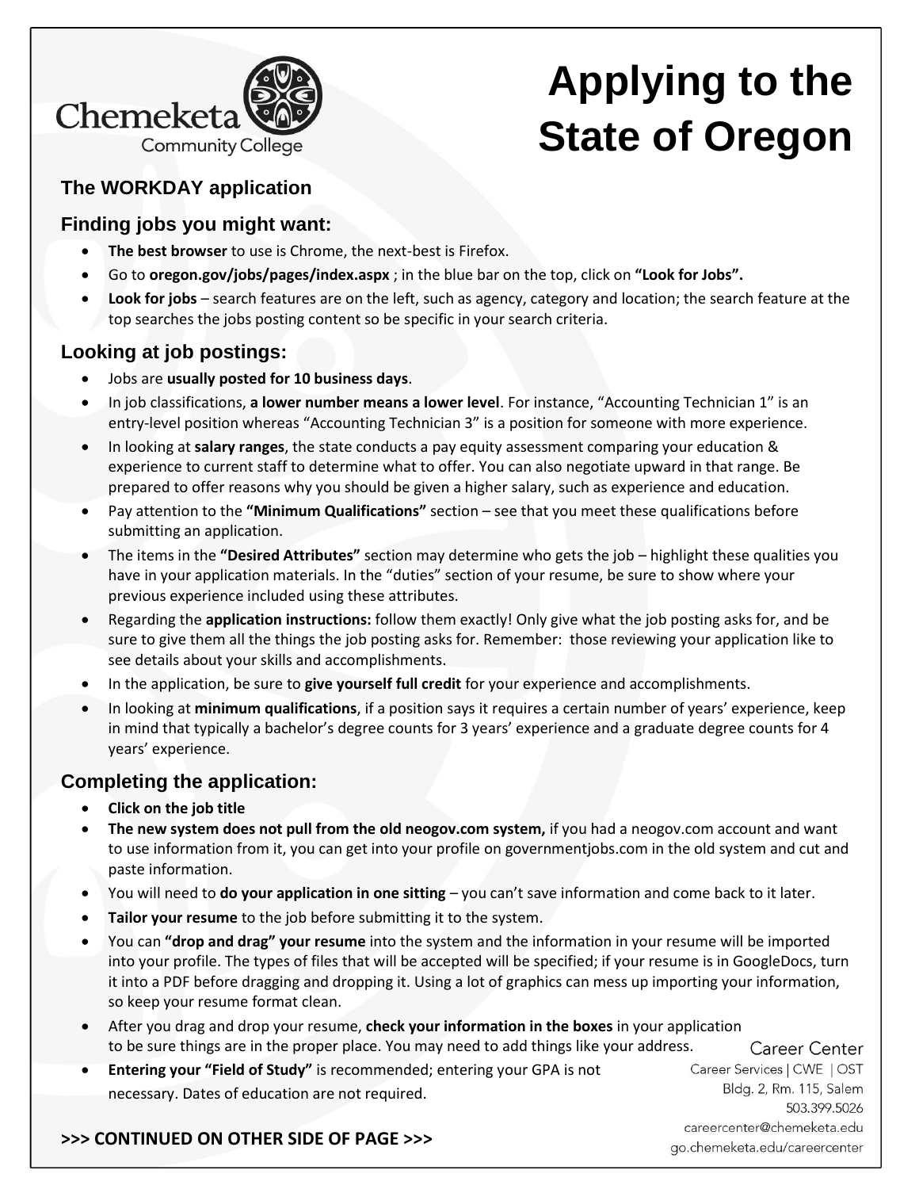# Applying to the State of Oregon

Chemeketa Community College

## The WORKDAY application

### Finding jobs you might want:

- **The best browser** to use is Chrome, the next-best is Firefox.
- Go to **oregon.gov/jobs/pages/index.aspx** ; in the blue bar on the top, click on **"Look for Jobs".**
- **Look for jobs** – search features are on the left, such as agency, category and location; the search feature at the top searches the jobs posting content so be specific in your search criteria.

### Looking at job postings:

- Jobs are **usually posted for 10 business days**.
- In job classifications, **a lower number means a lower level**. For instance, "Accounting Technician 1" is an entry-level position whereas "Accounting Technician 3" is a position for someone with more experience.
- In looking at **salary ranges**, the state conducts a pay equity assessment comparing your education & experience to current staff to determine what to offer. You can also negotiate upward in that range. Be prepared to offer reasons why you should be given a higher salary, such as experience and education.
- Pay attention to the **"Minimum Qualifications"** section – see that you meet these qualifications before submitting an application.
- The items in the **"Desired Attributes"** section may determine who gets the job – highlight these qualities you have in your application materials. In the "duties" section of your resume, be sure to show where your previous experience included using these attributes.
- Regarding the **application instructions:** follow them exactly! Only give what the job posting asks for, and be sure to give them all the things the job posting asks for. Remember: those reviewing your application like to see details about your skills and accomplishments.
- In the application, be sure to **give yourself full credit** for your experience and accomplishments.
- In looking at **minimum qualifications**, if a position says it requires a certain number of years' experience, keep in mind that typically a bachelor's degree counts for 3 years' experience and a graduate degree counts for 4 years' experience.

### Completing the application:

- **Click on the job title**
- **The new system does not pull from the old neogov.com system,** if you had a neogov.com account and want to use information from it, you can get into your profile on governmentjobs.com in the old system and cut and paste information.
- You will need to **do your application in one sitting** – you can't save information and come back to it later.
- **Tailor your resume** to the job before submitting it to the system.
- You can **"drop and drag" your resume** into the system and the information in your resume will be imported into your profile. The types of files that will be accepted will be specified; if your resume is in GoogleDocs, turn it into a PDF before dragging and dropping it. Using a lot of graphics can mess up importing your information, so keep your resume format clean.
- After you drag and drop your resume, **check your information in the boxes** in your application to be sure things are in the proper place. You may need to add things like your address.
- **Entering your "Field of Study"** is recommended; entering your GPA is not necessary. Dates of education are not required.

**>>> CONTINUED ON OTHER SIDE OF PAGE >>>**

Career Center
Career Services | CWE | OST
Bldg. 2, Rm. 115, Salem
503.399.5026
careercenter@chemeketa.edu
go.chemeketa.edu/careercenter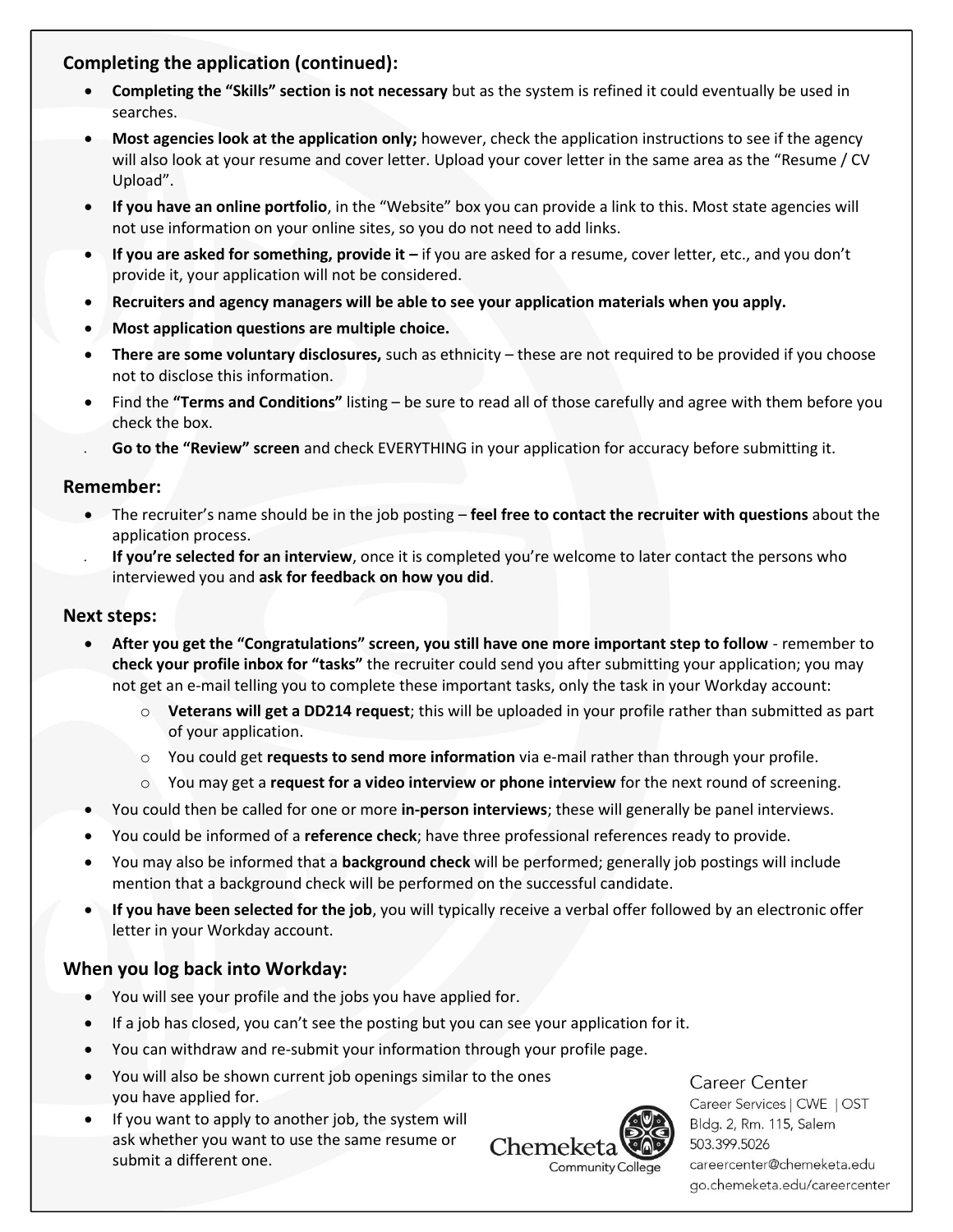## Completing the application (continued):

- **Completing the "Skills" section is not necessary** but as the system is refined it could eventually be used in searches.
- **Most agencies look at the application only;** however, check the application instructions to see if the agency will also look at your resume and cover letter. Upload your cover letter in the same area as the "Resume / CV Upload".
- **If you have an online portfolio**, in the "Website" box you can provide a link to this. Most state agencies will not use information on your online sites, so you do not need to add links.
- **If you are asked for something, provide it –** if you are asked for a resume, cover letter, etc., and you don't provide it, your application will not be considered.
- **Recruiters and agency managers will be able to see your application materials when you apply.**
- **Most application questions are multiple choice.**
- **There are some voluntary disclosures,** such as ethnicity – these are not required to be provided if you choose not to disclose this information.
- Find the **"Terms and Conditions"** listing – be sure to read all of those carefully and agree with them before you check the box.
- **Go to the "Review" screen** and check EVERYTHING in your application for accuracy before submitting it.

## Remember:

- The recruiter's name should be in the job posting – **feel free to contact the recruiter with questions** about the application process.
- **If you're selected for an interview**, once it is completed you're welcome to later contact the persons who interviewed you and **ask for feedback on how you did**.

## Next steps:

- **After you get the "Congratulations" screen, you still have one more important step to follow** - remember to **check your profile inbox for "tasks"** the recruiter could send you after submitting your application; you may not get an e-mail telling you to complete these important tasks, only the task in your Workday account:
  - **Veterans will get a DD214 request**; this will be uploaded in your profile rather than submitted as part of your application.
  - You could get **requests to send more information** via e-mail rather than through your profile.
  - You may get a **request for a video interview or phone interview** for the next round of screening.
- You could then be called for one or more **in-person interviews**; these will generally be panel interviews.
- You could be informed of a **reference check**; have three professional references ready to provide.
- You may also be informed that a **background check** will be performed; generally job postings will include mention that a background check will be performed on the successful candidate.
- **If you have been selected for the job**, you will typically receive a verbal offer followed by an electronic offer letter in your Workday account.

## When you log back into Workday:

- You will see your profile and the jobs you have applied for.
- If a job has closed, you can't see the posting but you can see your application for it.
- You can withdraw and re-submit your information through your profile page.
- You will also be shown current job openings similar to the ones you have applied for.
- If you want to apply to another job, the system will ask whether you want to use the same resume or submit a different one.

Chemeketa Community College

Career Center
Career Services | CWE | OST
Bldg. 2, Rm. 115, Salem
503.399.5026
careercenter@chemeketa.edu
go.chemeketa.edu/careercenter